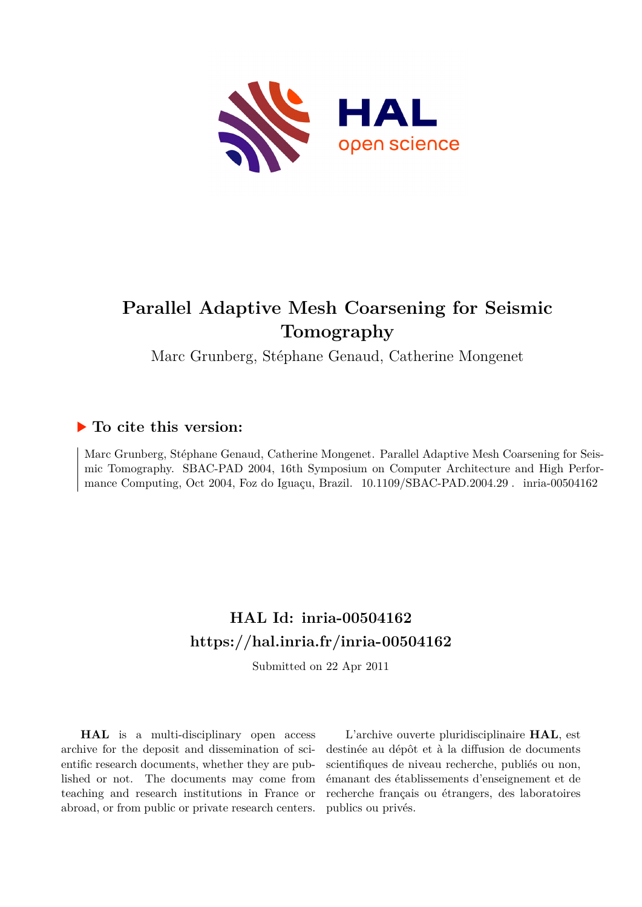# Parallel Adaptive Mesh Coarsening for Seismic Tomography

Marc Grunberg, Stéphane Genaud, Catherine Mongenet

## ▶ To cite this version:

Marc Grunberg, Stéphane Genaud, Catherine Mongenet. Parallel Adaptive Mesh Coarsening for Seismic Tomography. SBAC-PAD 2004, 16th Symposium on Computer Architecture and High Performance Computing, Oct 2004, Foz do Iguaçu, Brazil. 10.1109/SBAC-PAD.2004.29 . inria-00504162

## HAL Id: inria-00504162
## https://hal.inria.fr/inria-00504162

Submitted on 22 Apr 2011

**HAL** is a multi-disciplinary open access archive for the deposit and dissemination of scientific research documents, whether they are published or not. The documents may come from teaching and research institutions in France or abroad, or from public or private research centers.

L'archive ouverte pluridisciplinaire **HAL**, est destinée au dépôt et à la diffusion de documents scientifiques de niveau recherche, publiés ou non, émanant des établissements d'enseignement et de recherche français ou étrangers, des laboratoires publics ou privés.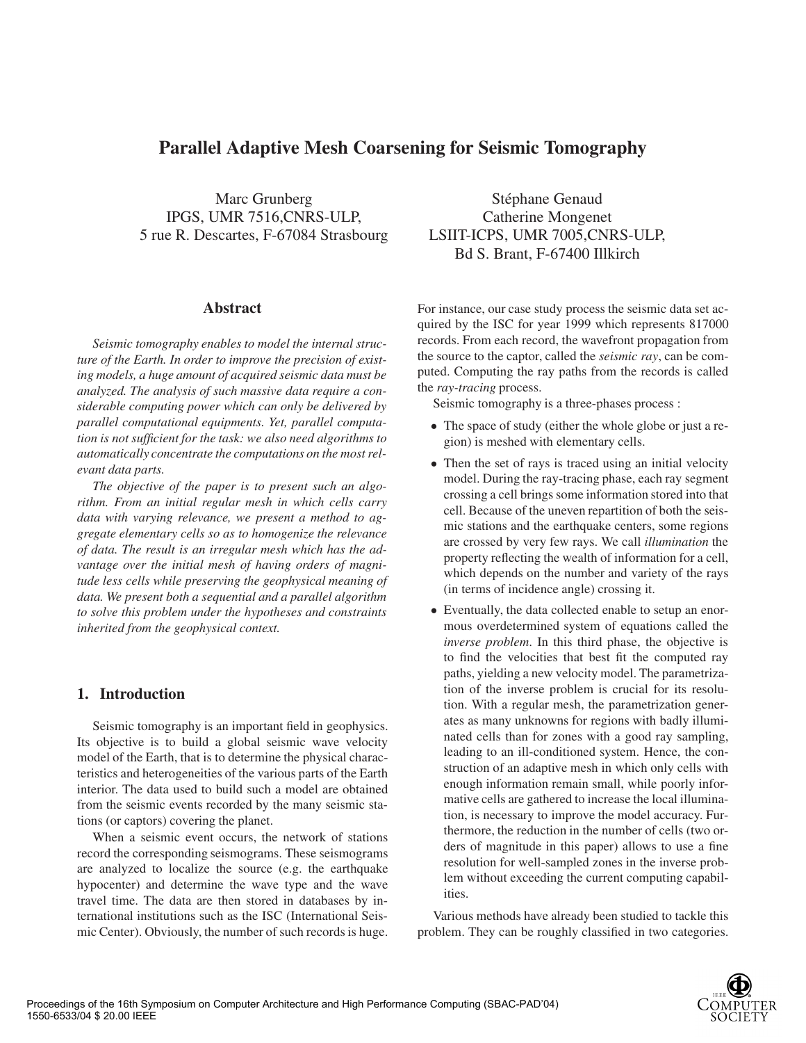# Parallel Adaptive Mesh Coarsening for Seismic Tomography

Marc Grunberg
IPGS, UMR 7516,CNRS-ULP,
5 rue R. Descartes, F-67084 Strasbourg

Stéphane Genaud
Catherine Mongenet
LSIIT-ICPS, UMR 7005,CNRS-ULP,
Bd S. Brant, F-67400 Illkirch

## Abstract

*Seismic tomography enables to model the internal structure of the Earth. In order to improve the precision of existing models, a huge amount of acquired seismic data must be analyzed. The analysis of such massive data require a considerable computing power which can only be delivered by parallel computational equipments. Yet, parallel computation is not sufficient for the task: we also need algorithms to automatically concentrate the computations on the most relevant data parts.*

*The objective of the paper is to present such an algorithm. From an initial regular mesh in which cells carry data with varying relevance, we present a method to aggregate elementary cells so as to homogenize the relevance of data. The result is an irregular mesh which has the advantage over the initial mesh of having orders of magnitude less cells while preserving the geophysical meaning of data. We present both a sequential and a parallel algorithm to solve this problem under the hypotheses and constraints inherited from the geophysical context.*

## 1. Introduction

Seismic tomography is an important field in geophysics. Its objective is to build a global seismic wave velocity model of the Earth, that is to determine the physical characteristics and heterogeneities of the various parts of the Earth interior. The data used to build such a model are obtained from the seismic events recorded by the many seismic stations (or captors) covering the planet.

When a seismic event occurs, the network of stations record the corresponding seismograms. These seismograms are analyzed to localize the source (e.g. the earthquake hypocenter) and determine the wave type and the wave travel time. The data are then stored in databases by international institutions such as the ISC (International Seismic Center). Obviously, the number of such records is huge. For instance, our case study process the seismic data set acquired by the ISC for year 1999 which represents 817000 records. From each record, the wavefront propagation from the source to the captor, called the *seismic ray*, can be computed. Computing the ray paths from the records is called the *ray-tracing* process.

Seismic tomography is a three-phases process :

- The space of study (either the whole globe or just a region) is meshed with elementary cells.
- Then the set of rays is traced using an initial velocity model. During the ray-tracing phase, each ray segment crossing a cell brings some information stored into that cell. Because of the uneven repartition of both the seismic stations and the earthquake centers, some regions are crossed by very few rays. We call *illumination* the property reflecting the wealth of information for a cell, which depends on the number and variety of the rays (in terms of incidence angle) crossing it.
- Eventually, the data collected enable to setup an enormous overdetermined system of equations called the *inverse problem*. In this third phase, the objective is to find the velocities that best fit the computed ray paths, yielding a new velocity model. The parametrization of the inverse problem is crucial for its resolution. With a regular mesh, the parametrization generates as many unknowns for regions with badly illuminated cells than for zones with a good ray sampling, leading to an ill-conditioned system. Hence, the construction of an adaptive mesh in which only cells with enough information remain small, while poorly informative cells are gathered to increase the local illumination, is necessary to improve the model accuracy. Furthermore, the reduction in the number of cells (two orders of magnitude in this paper) allows to use a fine resolution for well-sampled zones in the inverse problem without exceeding the current computing capabilities.

Various methods have already been studied to tackle this problem. They can be roughly classified in two categories.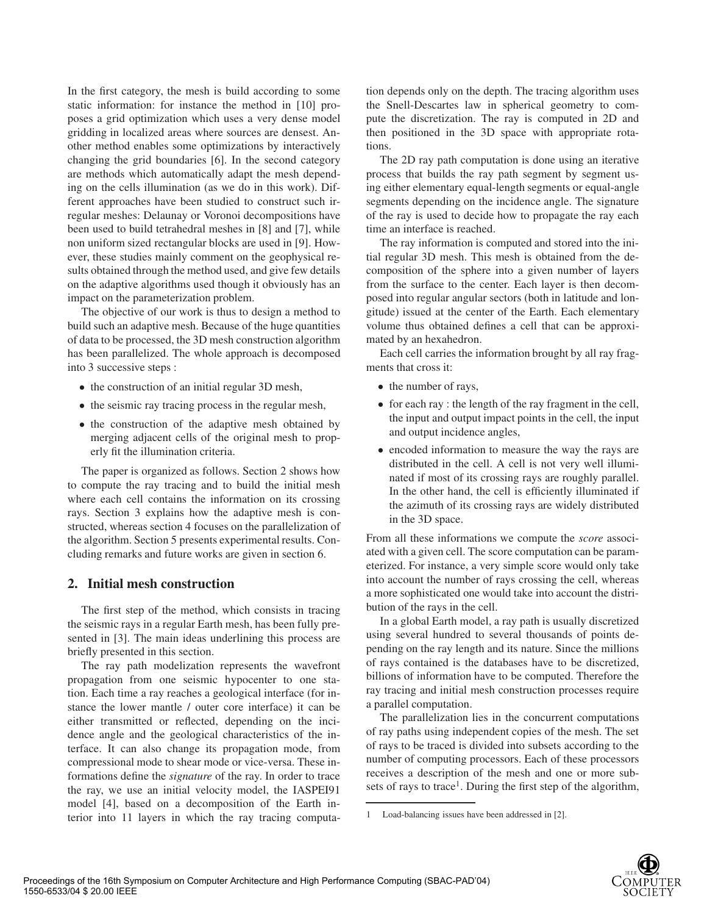In the first category, the mesh is build according to some static information: for instance the method in [10] proposes a grid optimization which uses a very dense model gridding in localized areas where sources are densest. Another method enables some optimizations by interactively changing the grid boundaries [6]. In the second category are methods which automatically adapt the mesh depending on the cells illumination (as we do in this work). Different approaches have been studied to construct such irregular meshes: Delaunay or Voronoi decompositions have been used to build tetrahedral meshes in [8] and [7], while non uniform sized rectangular blocks are used in [9]. However, these studies mainly comment on the geophysical results obtained through the method used, and give few details on the adaptive algorithms used though it obviously has an impact on the parameterization problem.

The objective of our work is thus to design a method to build such an adaptive mesh. Because of the huge quantities of data to be processed, the 3D mesh construction algorithm has been parallelized. The whole approach is decomposed into 3 successive steps :

- the construction of an initial regular 3D mesh,
- the seismic ray tracing process in the regular mesh,
- the construction of the adaptive mesh obtained by merging adjacent cells of the original mesh to properly fit the illumination criteria.

The paper is organized as follows. Section 2 shows how to compute the ray tracing and to build the initial mesh where each cell contains the information on its crossing rays. Section 3 explains how the adaptive mesh is constructed, whereas section 4 focuses on the parallelization of the algorithm. Section 5 presents experimental results. Concluding remarks and future works are given in section 6.

## 2. Initial mesh construction

The first step of the method, which consists in tracing the seismic rays in a regular Earth mesh, has been fully presented in [3]. The main ideas underlining this process are briefly presented in this section.

The ray path modelization represents the wavefront propagation from one seismic hypocenter to one station. Each time a ray reaches a geological interface (for instance the lower mantle / outer core interface) it can be either transmitted or reflected, depending on the incidence angle and the geological characteristics of the interface. It can also change its propagation mode, from compressional mode to shear mode or vice-versa. These informations define the *signature* of the ray. In order to trace the ray, we use an initial velocity model, the IASPEI91 model [4], based on a decomposition of the Earth interior into 11 layers in which the ray tracing computation depends only on the depth. The tracing algorithm uses the Snell-Descartes law in spherical geometry to compute the discretization. The ray is computed in 2D and then positioned in the 3D space with appropriate rotations.

The 2D ray path computation is done using an iterative process that builds the ray path segment by segment using either elementary equal-length segments or equal-angle segments depending on the incidence angle. The signature of the ray is used to decide how to propagate the ray each time an interface is reached.

The ray information is computed and stored into the initial regular 3D mesh. This mesh is obtained from the decomposition of the sphere into a given number of layers from the surface to the center. Each layer is then decomposed into regular angular sectors (both in latitude and longitude) issued at the center of the Earth. Each elementary volume thus obtained defines a cell that can be approximated by an hexahedron.

Each cell carries the information brought by all ray fragments that cross it:

- the number of rays,
- for each ray : the length of the ray fragment in the cell, the input and output impact points in the cell, the input and output incidence angles,
- encoded information to measure the way the rays are distributed in the cell. A cell is not very well illuminated if most of its crossing rays are roughly parallel. In the other hand, the cell is efficiently illuminated if the azimuth of its crossing rays are widely distributed in the 3D space.

From all these informations we compute the *score* associated with a given cell. The score computation can be parameterized. For instance, a very simple score would only take into account the number of rays crossing the cell, whereas a more sophisticated one would take into account the distribution of the rays in the cell.

In a global Earth model, a ray path is usually discretized using several hundred to several thousands of points depending on the ray length and its nature. Since the millions of rays contained is the databases have to be discretized, billions of information have to be computed. Therefore the ray tracing and initial mesh construction processes require a parallel computation.

The parallelization lies in the concurrent computations of ray paths using independent copies of the mesh. The set of rays to be traced is divided into subsets according to the number of computing processors. Each of these processors receives a description of the mesh and one or more subsets of rays to trace[1]. During the first step of the algorithm,

[1] Load-balancing issues have been addressed in [2].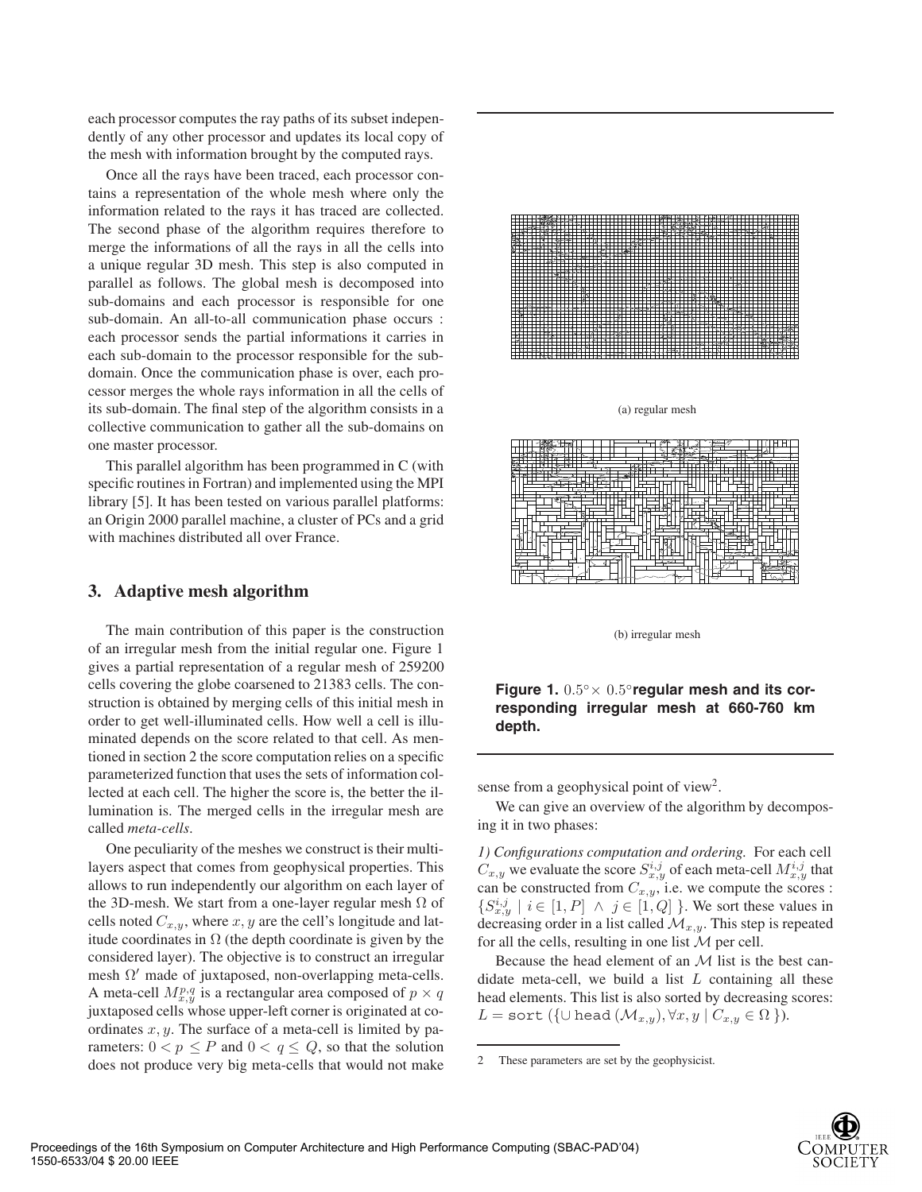each processor computes the ray paths of its subset independently of any other processor and updates its local copy of the mesh with information brought by the computed rays.

Once all the rays have been traced, each processor contains a representation of the whole mesh where only the information related to the rays it has traced are collected. The second phase of the algorithm requires therefore to merge the informations of all the rays in all the cells into a unique regular 3D mesh. This step is also computed in parallel as follows. The global mesh is decomposed into sub-domains and each processor is responsible for one sub-domain. An all-to-all communication phase occurs : each processor sends the partial informations it carries in each sub-domain to the processor responsible for the sub-domain. Once the communication phase is over, each processor merges the whole rays information in all the cells of its sub-domain. The final step of the algorithm consists in a collective communication to gather all the sub-domains on one master processor.

This parallel algorithm has been programmed in C (with specific routines in Fortran) and implemented using the MPI library [5]. It has been tested on various parallel platforms: an Origin 2000 parallel machine, a cluster of PCs and a grid with machines distributed all over France.

## 3. Adaptive mesh algorithm

The main contribution of this paper is the construction of an irregular mesh from the initial regular one. Figure 1 gives a partial representation of a regular mesh of 259200 cells covering the globe coarsened to 21383 cells. The construction is obtained by merging cells of this initial mesh in order to get well-illuminated cells. How well a cell is illuminated depends on the score related to that cell. As mentioned in section 2 the score computation relies on a specific parameterized function that uses the sets of information collected at each cell. The higher the score is, the better the illumination is. The merged cells in the irregular mesh are called *meta-cells*.

One peculiarity of the meshes we construct is their multi-layers aspect that comes from geophysical properties. This allows to run independently our algorithm on each layer of the 3D-mesh. We start from a one-layer regular mesh $\Omega$ of cells noted $C_{x,y}$, where $x, y$ are the cell's longitude and latitude coordinates in $\Omega$ (the depth coordinate is given by the considered layer). The objective is to construct an irregular mesh $\Omega'$ made of juxtaposed, non-overlapping meta-cells. A meta-cell $M^{p,q}_{x,y}$ is a rectangular area composed of $p \times q$ juxtaposed cells whose upper-left corner is originated at coordinates $x, y$. The surface of a meta-cell is limited by parameters: $0 < p \leq P$ and $0 < q \leq Q$, so that the solution does not produce very big meta-cells that would not make sense from a geophysical point of view[2].

(a) regular mesh

(b) irregular mesh

**Figure 1.** $0.5° \times 0.5°$ **regular mesh and its corresponding irregular mesh at 660-760 km depth.**

We can give an overview of the algorithm by decomposing it in two phases:

*1) Configurations computation and ordering.* For each cell $C_{x,y}$ we evaluate the score $S^{i,j}_{x,y}$ of each meta-cell $M^{i,j}_{x,y}$ that can be constructed from $C_{x,y}$, i.e. we compute the scores : $\{S^{i,j}_{x,y} \mid i \in [1, P] \ \wedge \ j \in [1, Q] \}$. We sort these values in decreasing order in a list called $\mathcal{M}_{x,y}$. This step is repeated for all the cells, resulting in one list $\mathcal{M}$ per cell.

Because the head element of an $\mathcal{M}$ list is the best candidate meta-cell, we build a list $L$ containing all these head elements. This list is also sorted by decreasing scores: $L = \texttt{sort}\ (\{\cup\ \texttt{head}\ (\mathcal{M}_{x,y}), \forall x, y \mid C_{x,y} \in \Omega\ \})$.

---

2 These parameters are set by the geophysicist.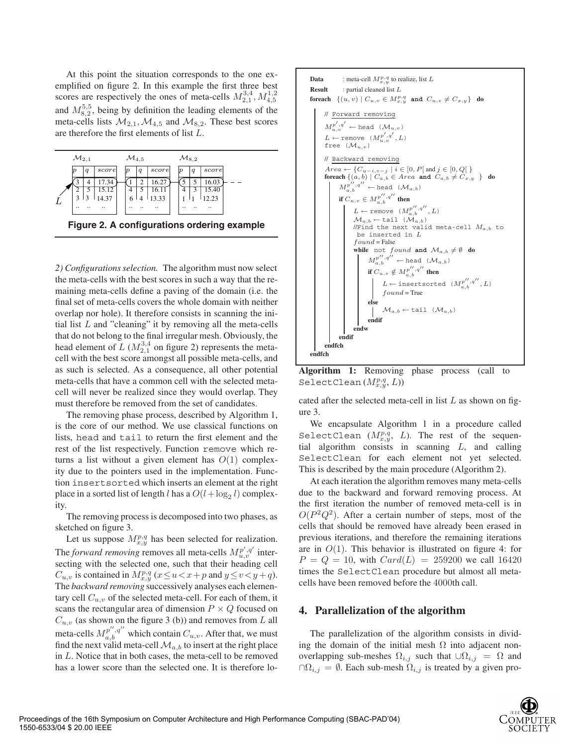At this point the situation corresponds to the one exemplified on figure 2. In this example the first three best scores are respectively the ones of meta-cells $M^{3,4}_{2,1}$, $M^{1,2}_{4,5}$ and $M^{5,5}_{8,2}$, being by definition the leading elements of the meta-cells lists $\mathcal{M}_{2,1}, \mathcal{M}_{4,5}$ and $\mathcal{M}_{8,2}$. These best scores are therefore the first elements of list $L$.

$\mathcal{M}_{2,1}$

| $p$ | $q$ | $score$ |
|---|---|---|
| 3 | 4 | 17.34 |
| 2 | 5 | 15.12 |
| 3 | 3 | 14.37 |
| .. | .. | .. |

$\mathcal{M}_{4,5}$

| $p$ | $q$ | $score$ |
|---|---|---|
| 1 | 2 | 16.27 |
| 4 | 5 | 16.11 |
| 6 | 4 | 13.33 |
| .. | .. | .. |

$\mathcal{M}_{8,2}$

| $p$ | $q$ | $score$ |
|---|---|---|
| 5 | 5 | 16.03 |
| 4 | 3 | 15.40 |
| 1 | 1 | 12.23 |
| .. | .. | .. |

$L$

**Figure 2. A configurations ordering example**

*2) Configurations selection.* The algorithm must now select the meta-cells with the best scores in such a way that the remaining meta-cells define a paving of the domain (i.e. the final set of meta-cells covers the whole domain with neither overlap nor hole). It therefore consists in scanning the initial list $L$ and "cleaning" it by removing all the meta-cells that do not belong to the final irregular mesh. Obviously, the head element of $L$ ($M^{3,4}_{2,1}$ on figure 2) represents the meta-cell with the best score amongst all possible meta-cells, and as such is selected. As a consequence, all other potential meta-cells that have a common cell with the selected meta-cell will never be realized since they would overlap. They must therefore be removed from the set of candidates.

The removing phase process, described by Algorithm 1, is the core of our method. We use classical functions on lists, `head` and `tail` to return the first element and the rest of the list respectively. Function `remove` which returns a list without a given element has $O(1)$ complexity due to the pointers used in the implementation. Function `insertsorted` which inserts an element at the right place in a sorted list of length $l$ has a $O(l + \log_2 l)$ complexity.

The removing process is decomposed into two phases, as sketched on figure 3.

Let us suppose $M^{p,q}_{x,y}$ has been selected for realization. The *forward removing* removes all meta-cells $M^{p',q'}_{u,v}$ intersecting with the selected one, such that their heading cell $C_{u,v}$ is contained in $M^{p,q}_{x,y}$ ($x \leq u < x+p$ and $y \leq v < y+q$). The *backward removing* successively analyses each elementary cell $C_{u,v}$ of the selected meta-cell. For each of them, it scans the rectangular area of dimension $P \times Q$ focused on $C_{u,v}$ (as shown on the figure 3 (b)) and removes from $L$ all meta-cells $M^{p'',q''}_{a,b}$ which contain $C_{u,v}$. After that, we must find the next valid meta-cell $\mathcal{M}_{a,b}$ to insert at the right place in $L$. Notice that in both cases, the meta-cell to be removed has a lower score than the selected one. It is therefore located after the selected meta-cell in list $L$ as shown on figure 3.

```
Data    : meta-cell M^{p,q}_{x,y} to realize, list L
Result  : partial cleaned list L
foreach {(u,v) | C_{u,v} ∈ M^{p,q}_{x,y} and C_{u,v} ≠ C_{x,y}} do
    // Forward removing
    M^{p',q'}_{u,v} ← head (M_{u,v})
    L ← remove (M^{p',q'}_{u,v}, L)
    free (M_{u,v})
    // Backward removing
    Area ← {C_{u-i,v-j} | i ∈ [0,P[ and j ∈ [0,Q[ }
    foreach {(a,b) | C_{a,b} ∈ Area and C_{a,b} ≠ C_{x,y} } do
        M^{p'',q''}_{a,b} ← head (M_{a,b})
        if C_{u,v} ∈ M^{p'',q''}_{a,b} then
            L ← remove (M^{p'',q''}_{a,b}, L)
            M_{a,b} ← tail (M_{a,b})
            //Find the next valid meta-cell M_{a,b} to
              be inserted in L
            found = False
            while not found and M_{a,b} ≠ ∅ do
                M^{p'',q''}_{a,b} ← head (M_{a,b})
                if C_{u,v} ∉ M^{p'',q''}_{a,b} then
                    L ← insertsorted (M^{p'',q''}_{a,b}, L)
                    found = True
                else
                    M_{a,b} ← tail (M_{a,b})
                endif
            endw
        endif
    endfch
endfch
```

**Algorithm 1:** Removing phase process (call to `SelectClean`$(M^{p,q}_{x,y}, L)$)

We encapsulate Algorithm 1 in a procedure called `SelectClean` ($M^{p,q}_{x,y}$, $L$). The rest of the sequential algorithm consists in scanning $L$, and calling `SelectClean` for each element not yet selected. This is described by the main procedure (Algorithm 2).

At each iteration the algorithm removes many meta-cells due to the backward and forward removing process. At the first iteration the number of removed meta-cell is in $O(P^2Q^2)$. After a certain number of steps, most of the cells that should be removed have already been erased in previous iterations, and therefore the remaining iterations are in $O(1)$. This behavior is illustrated on figure 4: for $P = Q = 10$, with $Card(L) = 259200$ we call 16420 times the `SelectClean` procedure but almost all meta-cells have been removed before the 4000th call.

## 4. Parallelization of the algorithm

The parallelization of the algorithm consists in dividing the domain of the initial mesh $\Omega$ into adjacent non-overlapping sub-meshes $\Omega_{i,j}$ such that $\cup\Omega_{i,j} = \Omega$ and $\cap\Omega_{i,j} = \emptyset$. Each sub-mesh $\Omega_{i,j}$ is treated by a given pro-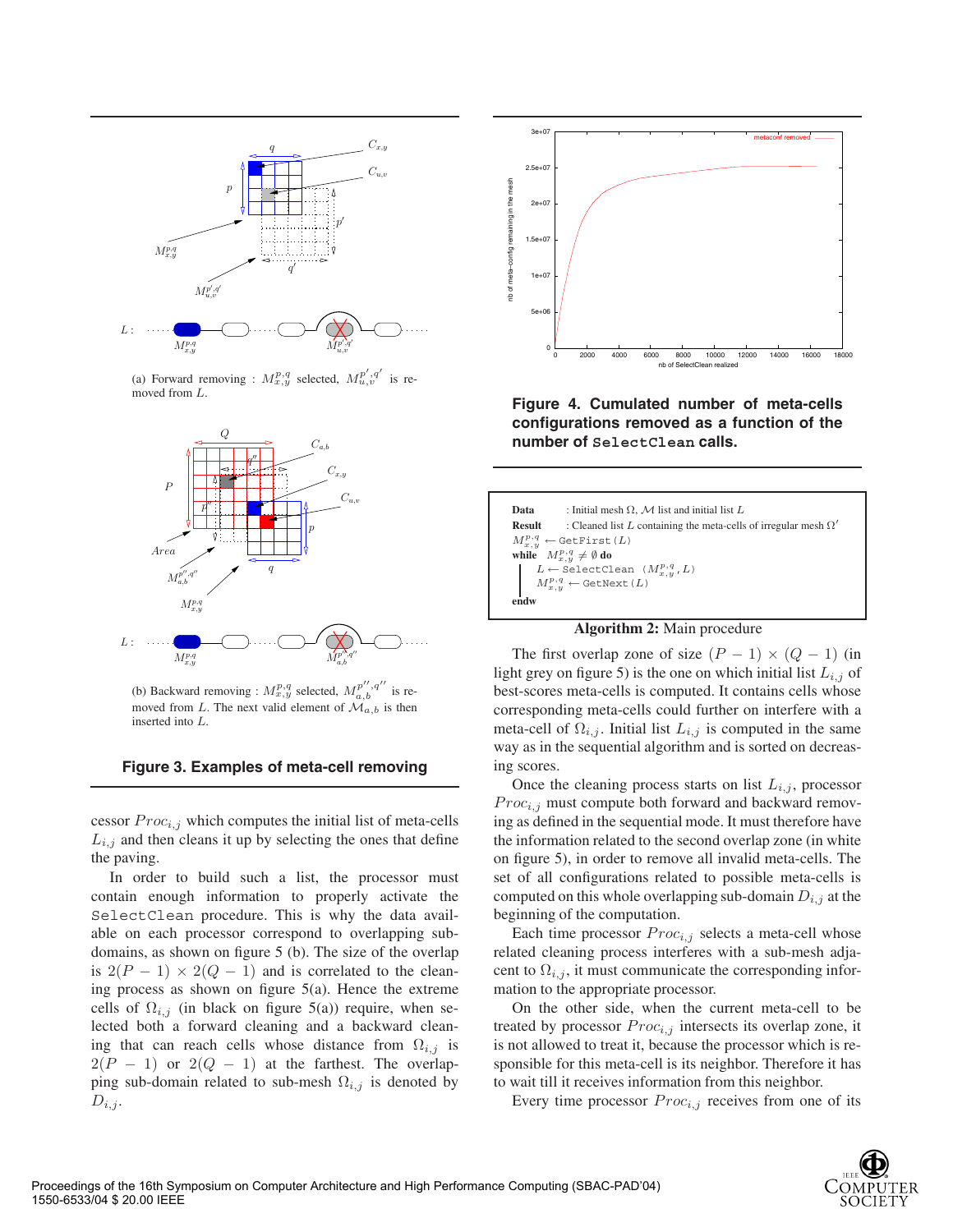(a) Forward removing : $M_{x,y}^{p,q}$ selected, $M_{u,v}^{p',q'}$ is removed from $L$.

(b) Backward removing : $M_{x,y}^{p,q}$ selected, $M_{a,b}^{p'',q''}$ is removed from $L$. The next valid element of $\mathcal{M}_{a,b}$ is then inserted into $L$.

**Figure 3. Examples of meta-cell removing**

cessor $Proc_{i,j}$ which computes the initial list of meta-cells $L_{i,j}$ and then cleans it up by selecting the ones that define the paving.

In order to build such a list, the processor must contain enough information to properly activate the `SelectClean` procedure. This is why the data available on each processor correspond to overlapping subdomains, as shown on figure 5 (b). The size of the overlap is $2(P-1) \times 2(Q-1)$ and is correlated to the cleaning process as shown on figure 5(a). Hence the extreme cells of $\Omega_{i,j}$ (in black on figure 5(a)) require, when selected both a forward cleaning and a backward cleaning that can reach cells whose distance from $\Omega_{i,j}$ is $2(P-1)$ or $2(Q-1)$ at the farthest. The overlapping sub-domain related to sub-mesh $\Omega_{i,j}$ is denoted by $D_{i,j}$.

**Figure 4. Cumulated number of meta-cells configurations removed as a function of the number of `SelectClean` calls.**

**Data** : Initial mesh $\Omega$, $\mathcal{M}$ list and initial list $L$
**Result** : Cleaned list $L$ containing the meta-cells of irregular mesh $\Omega'$

```
M^{p,q}_{x,y} ← GetFirst(L)
while M^{p,q}_{x,y} ≠ ∅ do
    L ← SelectClean (M^{p,q}_{x,y}, L)
    M^{p,q}_{x,y} ← GetNext(L)
endw
```

**Algorithm 2:** Main procedure

The first overlap zone of size $(P-1) \times (Q-1)$ (in light grey on figure 5) is the one on which initial list $L_{i,j}$ of best-scores meta-cells is computed. It contains cells whose corresponding meta-cells could further on interfere with a meta-cell of $\Omega_{i,j}$. Initial list $L_{i,j}$ is computed in the same way as in the sequential algorithm and is sorted on decreasing scores.

Once the cleaning process starts on list $L_{i,j}$, processor $Proc_{i,j}$ must compute both forward and backward removing as defined in the sequential mode. It must therefore have the information related to the second overlap zone (in white on figure 5), in order to remove all invalid meta-cells. The set of all configurations related to possible meta-cells is computed on this whole overlapping sub-domain $D_{i,j}$ at the beginning of the computation.

Each time processor $Proc_{i,j}$ selects a meta-cell whose related cleaning process interferes with a sub-mesh adjacent to $\Omega_{i,j}$, it must communicate the corresponding information to the appropriate processor.

On the other side, when the current meta-cell to be treated by processor $Proc_{i,j}$ intersects its overlap zone, it is not allowed to treat it, because the processor which is responsible for this meta-cell is its neighbor. Therefore it has to wait till it receives information from this neighbor.

Every time processor $Proc_{i,j}$ receives from one of its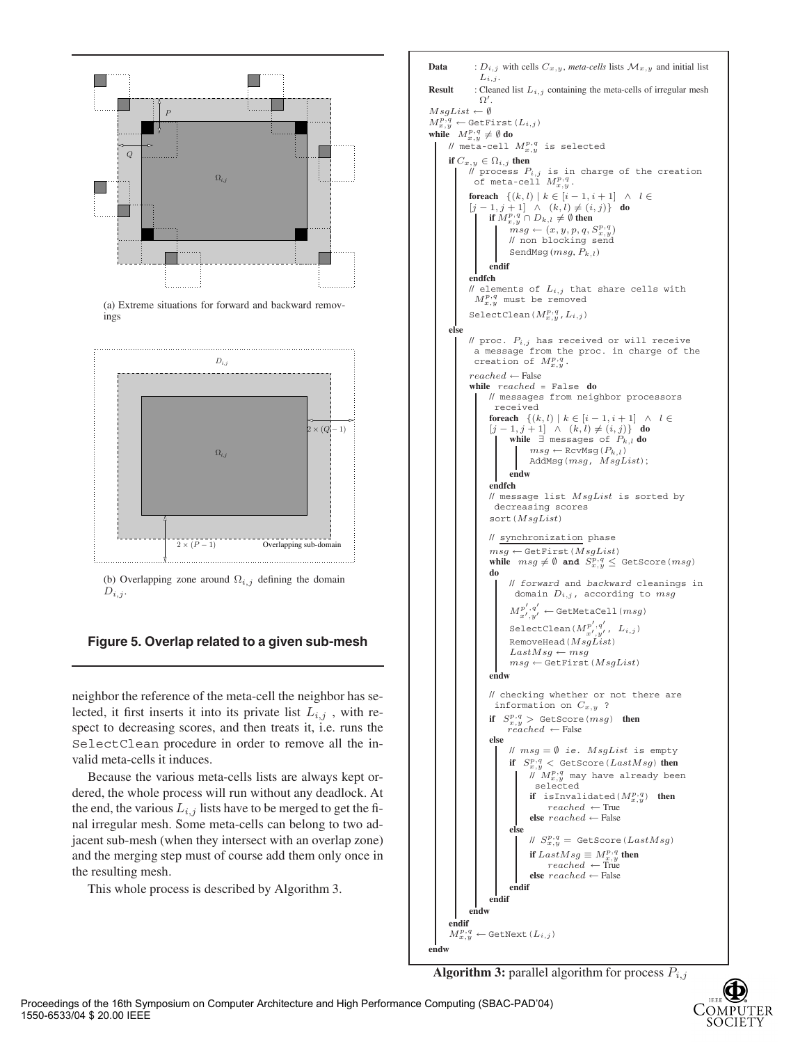(a) Extreme situations for forward and backward removings

(b) Overlapping zone around $\Omega_{i,j}$ defining the domain $D_{i,j}$.

**Figure 5. Overlap related to a given sub-mesh**

neighbor the reference of the meta-cell the neighbor has selected, it first inserts it into its private list $L_{i,j}$ , with respect to decreasing scores, and then treats it, i.e. runs the `SelectClean` procedure in order to remove all the invalid meta-cells it induces.

Because the various meta-cells lists are always kept ordered, the whole process will run without any deadlock. At the end, the various $L_{i,j}$ lists have to be merged to get the final irregular mesh. Some meta-cells can belong to two adjacent sub-mesh (when they intersect with an overlap zone) and the merging step must of course add them only once in the resulting mesh.

This whole process is described by Algorithm 3.

```
Data   : D_{i,j} with cells C_{x,y}, meta-cells lists M_{x,y} and initial list L_{i,j}.
Result : Cleaned list L_{i,j} containing the meta-cells of irregular mesh Ω'.
MsgList ← ∅
M^{p,q}_{x,y} ← GetFirst(L_{i,j})
while M^{p,q}_{x,y} ≠ ∅ do
    // meta-cell M^{p,q}_{x,y} is selected
    if C_{x,y} ∈ Ω_{i,j} then
        // process P_{i,j} is in charge of the creation of meta-cell M^{p,q}_{x,y}.
        foreach {(k,l) | k ∈ [i−1, i+1] ∧ l ∈ [j−1, j+1] ∧ (k,l) ≠ (i,j)} do
            if M^{p,q}_{x,y} ∩ D_{k,l} ≠ ∅ then
                msg ← (x, y, p, q, S^{p,q}_{x,y})
                // non blocking send
                SendMsg(msg, P_{k,l})
            endif
        endfch
        // elements of L_{i,j} that share cells with M^{p,q}_{x,y} must be removed
        SelectClean(M^{p,q}_{x,y}, L_{i,j})
    else
        // proc. P_{i,j} has received or will receive a message from the proc. in charge of the creation of M^{p,q}_{x,y}.
        reached ← False
        while reached = False do
            // messages from neighbor processors received
            foreach {(k,l) | k ∈ [i−1, i+1] ∧ l ∈ [j−1, j+1] ∧ (k,l) ≠ (i,j)} do
                while ∃ messages of P_{k,l} do
                    msg ← RcvMsg(P_{k,l})
                    AddMsg(msg, MsgList);
                endw
            endfch
            // message list MsgList is sorted by decreasing scores
            sort(MsgList)

            // synchronization phase
            msg ← GetFirst(MsgList)
            while msg ≠ ∅ and S^{p,q}_{x,y} ≤ GetScore(msg) do
                // forward and backward cleanings in domain D_{i,j}, according to msg
                M^{p',q'}_{x',y'} ← GetMetaCell(msg)
                SelectClean(M^{p',q'}_{x',y'}, L_{i,j})
                RemoveHead(MsgList)
                LastMsg ← msg
                msg ← GetFirst(MsgList)
            endw

            // checking whether or not there are information on C_{x,y} ?
            if S^{p,q}_{x,y} > GetScore(msg) then
                reached ← False
            else
                // msg = ∅ ie. MsgList is empty
                if S^{p,q}_{x,y} < GetScore(LastMsg) then
                    // M^{p,q}_{x,y} may have already been selected
                    if isInvalidated(M^{p,q}_{x,y}) then
                        reached ← True
                    else reached ← False
                else
                    // S^{p,q}_{x,y} = GetScore(LastMsg)
                    if LastMsg ≡ M^{p,q}_{x,y} then
                        reached ← True
                    else reached ← False
                endif
            endif
        endw
    endif
    M^{p,q}_{x,y} ← GetNext(L_{i,j})
endw
```

**Algorithm 3:** parallel algorithm for process $P_{i,j}$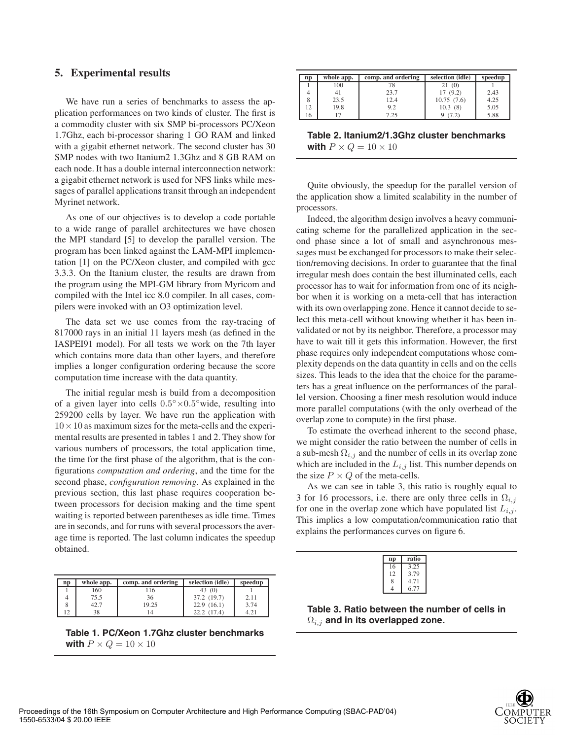## 5. Experimental results

We have run a series of benchmarks to assess the application performances on two kinds of cluster. The first is a commodity cluster with six SMP bi-processors PC/Xeon 1.7Ghz, each bi-processor sharing 1 GO RAM and linked with a gigabit ethernet network. The second cluster has 30 SMP nodes with two Itanium2 1.3Ghz and 8 GB RAM on each node. It has a double internal interconnection network: a gigabit ethernet network is used for NFS links while messages of parallel applications transit through an independent Myrinet network.

As one of our objectives is to develop a code portable to a wide range of parallel architectures we have chosen the MPI standard [5] to develop the parallel version. The program has been linked against the LAM-MPI implementation [1] on the PC/Xeon cluster, and compiled with gcc 3.3.3. On the Itanium cluster, the results are drawn from the program using the MPI-GM library from Myricom and compiled with the Intel icc 8.0 compiler. In all cases, compilers were invoked with an O3 optimization level.

The data set we use comes from the ray-tracing of 817000 rays in an initial 11 layers mesh (as defined in the IASPEI91 model). For all tests we work on the 7th layer which contains more data than other layers, and therefore implies a longer configuration ordering because the score computation time increase with the data quantity.

The initial regular mesh is build from a decomposition of a given layer into cells $0.5° \times 0.5°$wide, resulting into 259200 cells by layer. We have run the application with $10 \times 10$ as maximum sizes for the meta-cells and the experimental results are presented in tables 1 and 2. They show for various numbers of processors, the total application time, the time for the first phase of the algorithm, that is the configurations *computation and ordering*, and the time for the second phase, *configuration removing*. As explained in the previous section, this last phase requires cooperation between processors for decision making and the time spent waiting is reported between parentheses as idle time. Times are in seconds, and for runs with several processors the average time is reported. The last column indicates the speedup obtained.

| np | whole app. | comp. and ordering | selection (idle) | speedup |
|---|---|---|---|---|
| 1 | 160 | 116 | 43 (0) | 1 |
| 4 | 75.5 | 36 | 37.2 (19.7) | 2.11 |
| 8 | 42.7 | 19.25 | 22.9 (16.1) | 3.74 |
| 12 | 38 | 14 | 22.2 (17.4) | 4.21 |

**Table 1. PC/Xeon 1.7Ghz cluster benchmarks with $P \times Q = 10 \times 10$**

| np | whole app. | comp. and ordering | selection (idle) | speedup |
|---|---|---|---|---|
| 1 | 100 | 78 | 21 (0) | 1 |
| 4 | 41 | 23.7 | 17 (9.2) | 2.43 |
| 8 | 23.5 | 12.4 | 10.75 (7.6) | 4.25 |
| 12 | 19.8 | 9.2 | 10.3 (8) | 5.05 |
| 16 | 17 | 7.25 | 9 (7.2) | 5.88 |

**Table 2. Itanium2/1.3Ghz cluster benchmarks with $P \times Q = 10 \times 10$**

Quite obviously, the speedup for the parallel version of the application show a limited scalability in the number of processors.

Indeed, the algorithm design involves a heavy communicating scheme for the parallelized application in the second phase since a lot of small and asynchronous messages must be exchanged for processors to make their selection/removing decisions. In order to guarantee that the final irregular mesh does contain the best illuminated cells, each processor has to wait for information from one of its neighbor when it is working on a meta-cell that has interaction with its own overlapping zone. Hence it cannot decide to select this meta-cell without knowing whether it has been invalidated or not by its neighbor. Therefore, a processor may have to wait till it gets this information. However, the first phase requires only independent computations whose complexity depends on the data quantity in cells and on the cells sizes. This leads to the idea that the choice for the parameters has a great influence on the performances of the parallel version. Choosing a finer mesh resolution would induce more parallel computations (with the only overhead of the overlap zone to compute) in the first phase.

To estimate the overhead inherent to the second phase, we might consider the ratio between the number of cells in a sub-mesh $\Omega_{i,j}$ and the number of cells in its overlap zone which are included in the $L_{i,j}$ list. This number depends on the size $P \times Q$ of the meta-cells.

As we can see in table 3, this ratio is roughly equal to 3 for 16 processors, i.e. there are only three cells in $\Omega_{i,j}$ for one in the overlap zone which have populated list $L_{i,j}$. This implies a low computation/communication ratio that explains the performances curves on figure 6.

| np | ratio |
|---|---|
| 16 | 3.25 |
| 12 | 3.79 |
| 8 | 4.71 |
| 4 | 6.77 |

**Table 3. Ratio between the number of cells in $\Omega_{i,j}$ and in its overlapped zone.**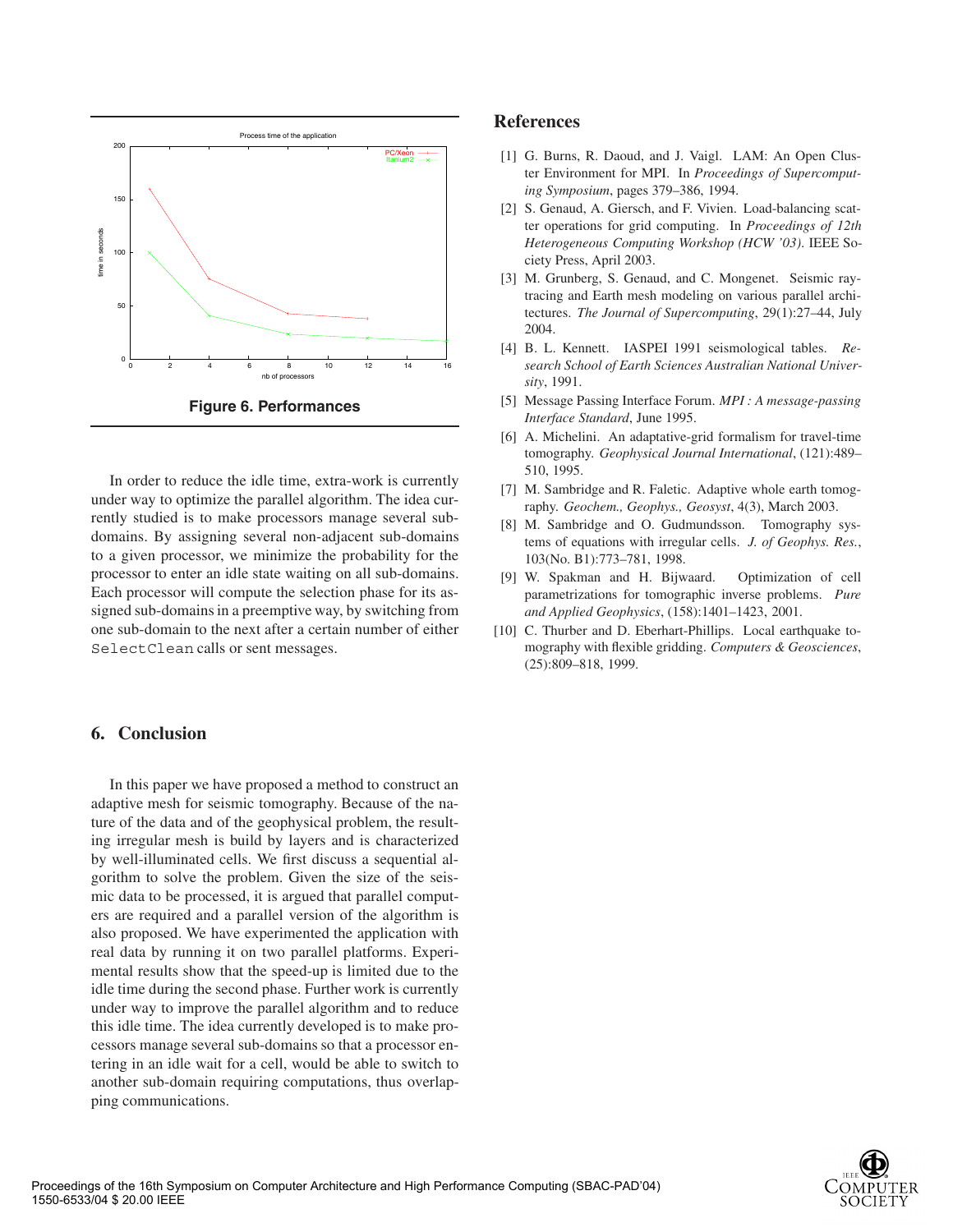Process time of the application

200

150

100

50

0

time in seconds

0 2 4 6 8 10 12 14 16

nb of processors

PC/Xeon

Itanium2

**Figure 6. Performances**

In order to reduce the idle time, extra-work is currently under way to optimize the parallel algorithm. The idea currently studied is to make processors manage several sub-domains. By assigning several non-adjacent sub-domains to a given processor, we minimize the probability for the processor to enter an idle state waiting on all sub-domains. Each processor will compute the selection phase for its assigned sub-domains in a preemptive way, by switching from one sub-domain to the next after a certain number of either `SelectClean` calls or sent messages.

## 6. Conclusion

In this paper we have proposed a method to construct an adaptive mesh for seismic tomography. Because of the nature of the data and of the geophysical problem, the resulting irregular mesh is build by layers and is characterized by well-illuminated cells. We first discuss a sequential algorithm to solve the problem. Given the size of the seismic data to be processed, it is argued that parallel computers are required and a parallel version of the algorithm is also proposed. We have experimented the application with real data by running it on two parallel platforms. Experimental results show that the speed-up is limited due to the idle time during the second phase. Further work is currently under way to improve the parallel algorithm and to reduce this idle time. The idea currently developed is to make processors manage several sub-domains so that a processor entering in an idle wait for a cell, would be able to switch to another sub-domain requiring computations, thus overlapping communications.

## References

[1] G. Burns, R. Daoud, and J. Vaigl. LAM: An Open Cluster Environment for MPI. In *Proceedings of Supercomputing Symposium*, pages 379–386, 1994.

[2] S. Genaud, A. Giersch, and F. Vivien. Load-balancing scatter operations for grid computing. In *Proceedings of 12th Heterogeneous Computing Workshop (HCW '03)*. IEEE Society Press, April 2003.

[3] M. Grunberg, S. Genaud, and C. Mongenet. Seismic ray-tracing and Earth mesh modeling on various parallel architectures. *The Journal of Supercomputing*, 29(1):27–44, July 2004.

[4] B. L. Kennett. IASPEI 1991 seismological tables. *Research School of Earth Sciences Australian National University*, 1991.

[5] Message Passing Interface Forum. *MPI : A message-passing Interface Standard*, June 1995.

[6] A. Michelini. An adaptative-grid formalism for travel-time tomography. *Geophysical Journal International*, (121):489–510, 1995.

[7] M. Sambridge and R. Faletic. Adaptive whole earth tomography. *Geochem., Geophys., Geosyst*, 4(3), March 2003.

[8] M. Sambridge and O. Gudmundsson. Tomography systems of equations with irregular cells. *J. of Geophys. Res.*, 103(No. B1):773–781, 1998.

[9] W. Spakman and H. Bijwaard. Optimization of cell parametrizations for tomographic inverse problems. *Pure and Applied Geophysics*, (158):1401–1423, 2001.

[10] C. Thurber and D. Eberhart-Phillips. Local earthquake tomography with flexible gridding. *Computers & Geosciences*, (25):809–818, 1999.